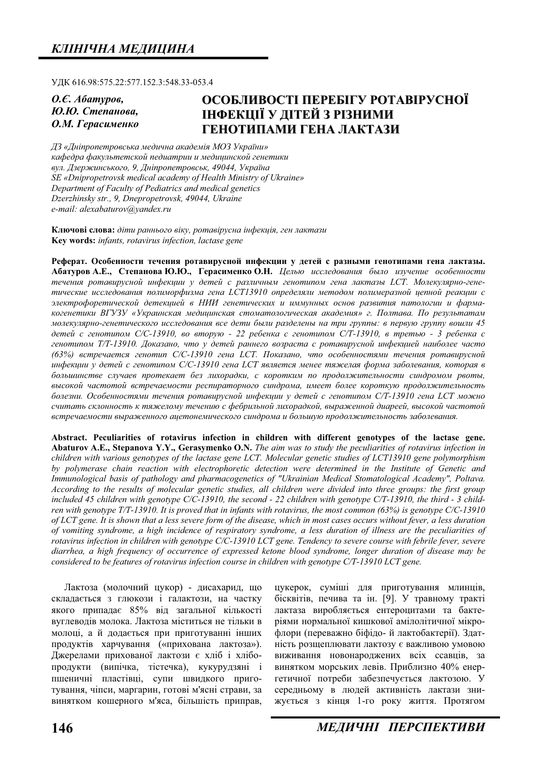УДК 616.98:575.22:577.152.3:548.33-053.4

*О.Є. Абатуров, Ю.Ю. Степанова, О.М. Герасименко*

# ОСОБЛИВОСТІ ПЕРЕБІГУ РОТАВІРУСНОЇ ІНФЕКЦІЇ У ДІТЕЙ З РІЗНИМИ ГЕНОТИПАМИ ГЕНА ЛАКТАЗИ

*ДЗ «Дніпропетровська медична академія МОЗ України»*
*кафедра факультетской педиатрии и медицинской генетики*
*вул. Дзержинського, 9, Дніпропетровськ, 49044, Україна*
*SE «Dnipropetrovsk medical academy of Health Ministry of Ukraine»*
*Department of Faculty of Pediatrics and medical genetics*
*Dzerzhinsky str., 9, Dnepropetrovsk, 49044, Ukraine*
*e-mail: alexabaturov@yandex.ru*

**Ключові слова:** *діти раннього віку, ротавірусна інфекція, ген лактази*
**Key words:** *infants, rotavirus infection, lactase gene*

**Реферат. Особенности течения ротавирусной инфекции у детей с разными генотипами гена лактазы. Абатуров А.Е., Степанова Ю.Ю., Герасименко О.Н.** *Целью исследования было изучение особенности течения ротавирусной инфекции у детей с различным генотипом гена лактазы LCT. Молекулярно-генетические исследования полиморфизма гена LCT13910 определяли методом полимеразной цепной реакции с электрофоретической детекцией в НИИ генетических и иммунных основ развития патологии и фармакогенетики ВГУЗУ «Украинская медицинская стоматологическая академия» г. Полтава. По результатам молекулярно-генетического исследования все дети были разделены на три группы: в первую группу вошли 45 детей с генотипом C/C-13910, во вторую - 22 ребенка с генотипом C/T-13910, в третью - 3 ребенка с генотипом T/T-13910. Доказано, что у детей раннего возраста с ротавирусной инфекцией наиболее часто (63%) встречается генотип C/C-13910 гена LCT. Показано, что особенностями течения ротавирусной инфекции у детей с генотипом C/C-13910 гена LCT является менее тяжелая форма заболевания, которая в большинстве случаев протекает без лихорадки, с коротким по продолжительности синдромом рвоты, высокой частотой встречаемости респираторного синдрома, имеет более короткую продолжительность болезни. Особенностями течения ротавирусной инфекции у детей с генотипом C/T-13910 гена LCT можно считать склонность к тяжелому течению с фебрильной лихорадкой, выраженной диареей, высокой частотой встречаемости выраженного ацетонемического синдрома и большую продолжительность заболевания.*

**Abstract. Peculiarities of rotavirus infection in children with different genotypes of the lactase gene. Abaturov A.E., Stepanova Y.Y., Gerasymenko O.N.** *The aim was to study the peculiarities of rotavirus infection in children with various genotypes of the lactase gene LCT. Molecular genetic studies of LCT13910 gene polymorphism by polymerase chain reaction with electrophoretic detection were determined in the Institute of Genetic and Immunological basis of pathology and pharmacogenetics of "Ukrainian Medical Stomatological Academy", Poltava. According to the results of molecular genetic studies, all children were divided into three groups: the first group included 45 children with genotype C/C-13910, the second - 22 children with genotype C/T-13910, the third - 3 children with genotype T/T-13910. It is proved that in infants with rotavirus, the most common (63%) is genotype C/C-13910 of LCT gene. It is shown that a less severe form of the disease, which in most cases occurs without fever, a less duration of vomiting syndrome, a high incidence of respiratory syndrome, a less duration of illness are the peculiarities of rotavirus infection in children with genotype C/C-13910 LCT gene. Tendency to severe course with febrile fever, severe diarrhea, a high frequency of occurrence of expressed ketone blood syndrome, longer duration of disease may be considered to be features of rotavirus infection course in children with genotype C/T-13910 LCT gene.*

Лактоза (молочний цукор) - дисахарид, що складається з глюкози і галактози, на частку якого припадає 85% від загальної кількості вуглеводів молока. Лактоза міститься не тільки в молоці, а й додається при приготуванні інших продуктів харчування («прихована лактоза»). Джерелами прихованої лактози є хліб і хлібопродукти (випічка, тістечка), кукурудзяні і пшеничні пластівці, супи швидкого приготування, чіпси, маргарин, готові м'ясні страви, за винятком кошерного м'яса, більшість приправ, цукерок, суміші для приготування млинців, бісквітів, печива та ін. [9]. У травному тракті лактаза виробляється ентероцитами та бактеріями нормальної кишкової амілолітичної мікрофлори (переважно біфідо- й лактобактерії). Здатність розщеплювати лактозу є важливою умовою виживання новонароджених всіх ссавців, за винятком морських левів. Приблизно 40% енергетичної потреби забезпечується лактозою. У середньому в людей активність лактази знижується з кінця 1-го року життя. Протягом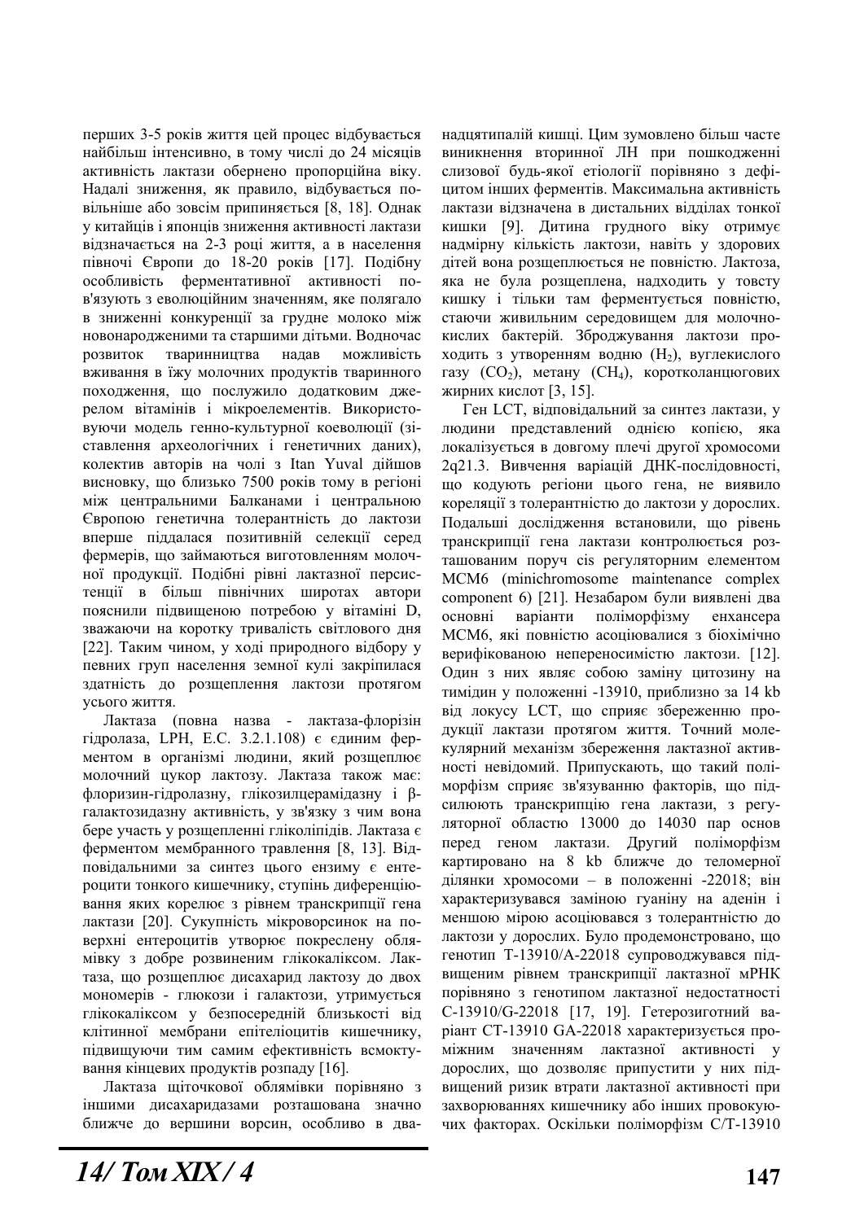перших 3-5 років життя цей процес відбувається найбільш інтенсивно, в тому числі до 24 місяців активність лактази обернено пропорційна віку. Надалі зниження, як правило, відбувається повільніше або зовсім припиняється [8, 18]. Однак у китайців і японців зниження активності лактази відзначається на 2-3 році життя, а в населення північної Європи до 18-20 років [17]. Подібну особливість ферментативної активності пов'язують з еволюційним значенням, яке полягало в зниженні конкуренції за грудне молоко між новонародженими та старшими дітьми. Водночас розвиток тваринництва надав можливість вживання в їжу молочних продуктів тваринного походження, що послужило додатковим джерелом вітамінів і мікроелементів. Використовуючи модель генно-культурної коеволюції (зіставлення археологічних і генетичних даних), колектив авторів на чолі з Itan Yuval дійшов висновку, що близько 7500 років тому в регіоні між центральними Балканами і центральною Європою генетична толерантність до лактози вперше піддалася позитивній селекції серед фермерів, що займаються виготовленням молочної продукції. Подібні рівні лактазної персистенції в більш північних широтах автори пояснили підвищеною потребою у вітаміні D, зважаючи на коротку тривалість світлового дня [22]. Таким чином, у ході природного відбору у певних груп населення земної кулі закріпилася здатність до розщеплення лактози протягом усього життя.

Лактаза (повна назва - лактаза-флорізін гідролаза, LPH, E.C. 3.2.1.108) є єдиним ферментом в організмі людини, який розщеплює молочний цукор лактозу. Лактаза також має: флоризин-гідролазну, глікозилцерамідазну і β-галактозидазну активність, у зв'язку з чим вона бере участь у розщепленні гліколіпідів. Лактаза є ферментом мембранного травлення [8, 13]. Відповідальними за синтез цього ензиму є ентероцити тонкого кишечнику, ступінь диференціювання яких корелює з рівнем транскрипції гена лактази [20]. Сукупність мікроворсинок на поверхні ентероцитів утворює покреслену облямівку з добре розвиненим глікокаліксом. Лактаза, що розщеплює дисахарид лактозу до двох мономерів - глюкози і галактози, утримується глікокаліксом у безпосередній близькості від клітинної мембрани епітеліоцитів кишечнику, підвищуючи тим самим ефективність всмоктування кінцевих продуктів розпаду [16].

Лактаза щіточкової облямівки порівняно з іншими дисахаридазами розташована значно ближче до вершини ворсин, особливо в дванадцятипалій кишці. Цим зумовлено більш часте виникнення вторинної ЛН при пошкодженні слизової будь-якої етіології порівняно з дефіцитом інших ферментів. Максимальна активність лактази відзначена в дистальних відділах тонкої кишки [9]. Дитина грудного віку отримує надмірну кількість лактози, навіть у здорових дітей вона розщеплюється не повністю. Лактоза, яка не була розщеплена, надходить у товсту кишку і тільки там ферментується повністю, стаючи живильним середовищем для молочнокислих бактерій. Зброджування лактози проходить з утворенням водню ($H_2$), вуглекислого газу ($CO_2$), метану ($CH_4$), коротколанцюгових жирних кислот [3, 15].

Ген LCT, відповідальний за синтез лактази, у людини представлений однією копією, яка локалізується в довгому плечі другої хромосоми 2q21.3. Вивчення варіацій ДНК-послідовності, що кодують регіони цього гена, не виявило кореляції з толерантністю до лактози у дорослих. Подальші дослідження встановили, що рівень транскрипції гена лактази контролюється розташованим поруч cis регуляторним елементом MCM6 (minichromosome maintenance complex component 6) [21]. Незабаром були виявлені два основні варіанти поліморфізму енхансера MCM6, які повністю асоціювалися з біохімічно верифікованою непереносимістю лактози. [12]. Один з них являє собою заміну цитозину на тимідин у положенні -13910, приблизно за 14 kb від локусу LCT, що сприяє збереженню продукції лактази протягом життя. Точний молекулярний механізм збереження лактазної активності невідомий. Припускають, що такий поліморфізм сприяє зв'язуванню факторів, що підсилюють транскрипцію гена лактази, з регуляторної областю 13000 до 14030 пар основ перед геном лактази. Другий поліморфізм картировано на 8 kb ближче до теломерної ділянки хромосоми – в положенні -22018; він характеризувався заміною гуаніну на аденін і меншою мірою асоціювався з толерантністю до лактози у дорослих. Було продемонстровано, що генотип T-13910/A-22018 супроводжувався підвищеним рівнем транскрипції лактазної мРНК порівняно з генотипом лактазної недостатності C-13910/G-22018 [17, 19]. Гетерозиготний варіант CT-13910 GA-22018 характеризується проміжним значенням лактазної активності у дорослих, що дозволяє припустити у них підвищений ризик втрати лактазної активності при захворюваннях кишечнику або інших провокуючих факторах. Оскільки поліморфізм C/T-13910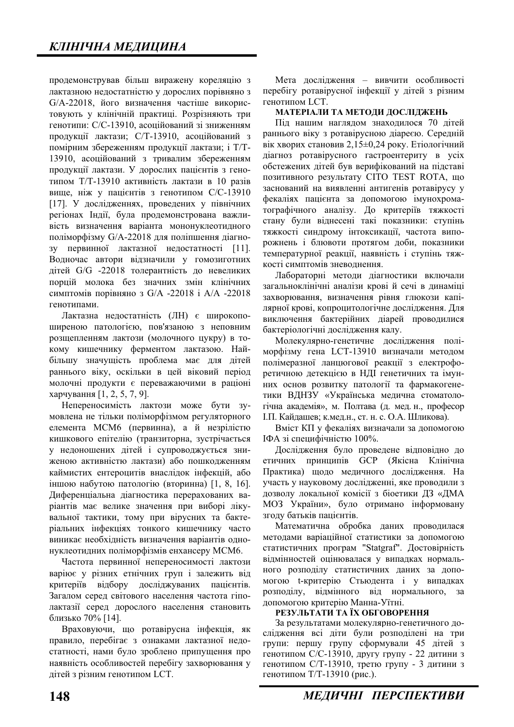продемонстрував більш виражену кореляцію з лактазною недостатністю у дорослих порівняно з G/A-22018, його визначення частіше використовують у клінічній практиці. Розрізняють три генотипи: C/C-13910, асоційований зі зниженням продукції лактази; C/T-13910, асоційований з помірним збереженням продукції лактази; і T/T-13910, асоційований з тривалим збереженням продукції лактази. У дорослих пацієнтів з генотипом T/T-13910 активність лактази в 10 разів вище, ніж у пацієнтів з генотипом C/C-13910 [17]. У дослідженнях, проведених у північних регіонах Індії, була продемонстрована важливість визначення варіанта мононуклеотидного поліморфізму G/A-22018 для поліпшення діагнозу первинної лактазної недостатності [11]. Водночас автори відзначили у гомозиготних дітей G/G -22018 толерантність до невеликих порцій молока без значних змін клінічних симптомів порівняно з G/A -22018 і A/A -22018 генотипами.

Лактазна недостатність (ЛН) є широкопоширеною патологією, пов'язаною з неповним розщепленням лактози (молочного цукру) в тонкому кишечнику ферментом лактазою. Найбільшу значущість проблема має для дітей раннього віку, оскільки в цей віковий період молочні продукти є переважаючими в раціоні харчування [1, 2, 5, 7, 9].

Непереносимість лактози може бути зумовлена не тільки поліморфізмом регуляторного елемента MCM6 (первинна), а й незрілістю кишкового епітелію (транзиторна, зустрічається у недоношених дітей і супроводжується зниженою активністю лактази) або пошкодженням каймистих ентероцитів внаслідок інфекцій, або іншою набутою патологією (вторинна) [1, 8, 16]. Диференціальна діагностика перерахованих варіантів має велике значення при виборі лікувальної тактики, тому при вірусних та бактеріальних інфекціях тонкого кишечнику часто виникає необхідність визначення варіантів однонуклеотидних поліморфізмів енхансеру MCM6.

Частота первинної непереносимості лактози варіює у різних етнічних груп і залежить від критеріїв відбору досліджуваних пацієнтів. Загалом серед світового населення частота гіполактазії серед дорослого населення становить близько 70% [14].

Враховуючи, що ротавірусна інфекція, як правило, перебігає з ознаками лактазної недостатності, нами було зроблено припущення про наявність особливостей перебігу захворювання у дітей з різним генотипом LCT.

Мета дослідження – вивчити особливості перебігу ротавірусної інфекції у дітей з різним генотипом LCT.

## МАТЕРІАЛИ ТА МЕТОДИ ДОСЛІДЖЕНЬ

Під нашим наглядом знаходилося 70 дітей раннього віку з ротавірусною діареєю. Середній вік хворих становив 2,15±0,24 року. Етіологічний діагноз ротавірусного гастроентериту в усіх обстежених дітей був верифікований на підставі позитивного результату CITO TEST ROTA, що заснований на виявленні антигенів ротавірусу у фекаліях пацієнта за допомогою імунохроматографічного аналізу. До критеріїв тяжкості стану були віднесені такі показники: ступінь тяжкості синдрому інтоксикації, частота випорожнень і блювоти протягом доби, показники температурної реакції, наявність і ступінь тяжкості симптомів зневоднення.

Лабораторні методи діагностики включали загальноклінічні аналізи крові й сечі в динаміці захворювання, визначення рівня глюкози капілярної крові, копроцитологічне дослідження. Для виключення бактерійних діарей проводилися бактеріологічні дослідження калу.

Молекулярно-генетичне дослідження поліморфізму гена LCT-13910 визначали методом полімеразної ланцюгової реакції з електрофоретичною детекцією в НДІ генетичних та імунних основ розвитку патології та фармакогенетики ВДНЗУ «Українська медична стоматологічна академія», м. Полтава (д. мед. н., професор І.П. Кайдашев; к.мед.н., ст. н. с. О.А. Шликова).

Вміст КП у фекаліях визначали за допомогою ІФА зі специфічністю 100%.

Дослідження було проведене відповідно до етичних принципів GCP (Якісна Клінічна Практика) щодо медичного дослідження. На участь у науковому дослідженні, яке проводили з дозволу локальної комісії з біоетики ДЗ «ДМА МОЗ України», було отримано інформовану згоду батьків пацієнтів.

Математична обробка даних проводилася методами варіаційної статистики за допомогою статистичних програм "Statgraf". Достовірність відмінностей оцінювалася у випадках нормального розподілу статистичних даних за допомогою t-критерію Стьюдента і у випадках розподілу, відмінного від нормального, за допомогою критерію Манна-Уїтні.

## РЕЗУЛЬТАТИ ТА ЇХ ОБГОВОРЕННЯ

За результатами молекулярно-генетичного дослідження всі діти були розподілені на три групи: першу групу сформували 45 дітей з генотипом C/C-13910, другу групу - 22 дитини з генотипом C/T-13910, третю групу - 3 дитини з генотипом T/T-13910 (рис.).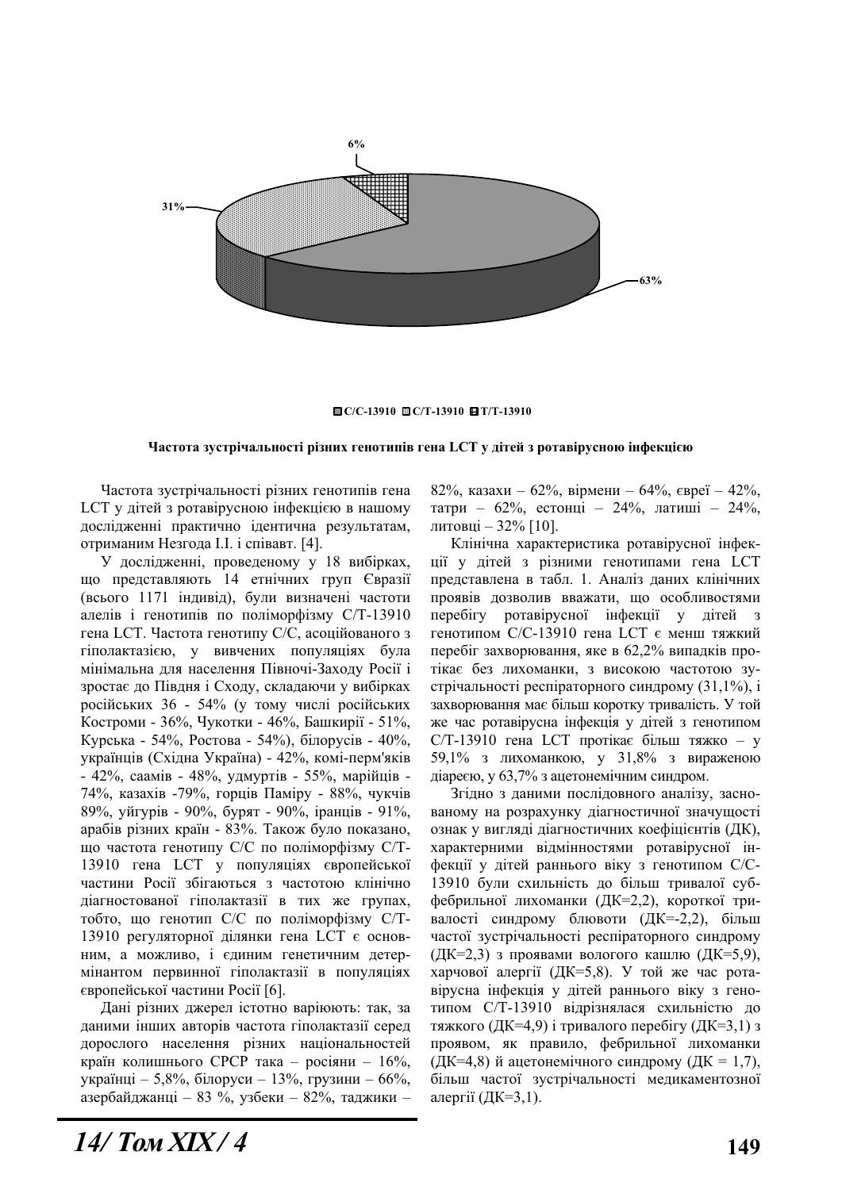6%

31%

63%

C/C-13910 C/T-13910 T/T-13910

**Частота зустрічальності різних генотипів гена LCT у дітей з ротавірусною інфекцією**

Частота зустрічальності різних генотипів гена LCT у дітей з ротавірусною інфекцією в нашому дослідженні практично ідентична результатам, отриманим Незгода І.І. і співавт. [4].

У дослідженні, проведеному у 18 вибірках, що представляють 14 етнічних груп Євразії (всього 1171 індивід), були визначені частоти алелів і генотипів по поліморфізму C/T-13910 гена LCT. Частота генотипу С/С, асоційованого з гіполактазією, у вивчених популяціях була мінімальна для населення Півночі-Заходу Росії і зростає до Півдня і Сходу, складаючи у вибірках російських 36 - 54% (у тому числі російських Костроми - 36%, Чукотки - 46%, Башкирії - 51%, Курська - 54%, Ростова - 54%), білорусів - 40%, українців (Східна Україна) - 42%, комі-перм'яків - 42%, саамів - 48%, удмуртів - 55%, марійців - 74%, казахів -79%, горців Паміру - 88%, чукчів 89%, уйгурів - 90%, бурят - 90%, іранців - 91%, арабів різних країн - 83%. Також було показано, що частота генотипу С/С по поліморфізму C/T-13910 гена LCT у популяціях європейської частини Росії збігаються з частотою клінічно діагностованої гіполактазії в тих же групах, тобто, що генотип С/С по поліморфізму C/T-13910 регуляторної ділянки гена LCT є основним, а можливо, і єдиним генетичним детермінантом первинної гіполактазії в популяціях європейської частини Росії [6].

Дані різних джерел істотно варіюють: так, за даними інших авторів частота гіполактазії серед дорослого населення різних національностей країн колишнього СРСР така – росіяни – 16%, українці – 5,8%, білоруси – 13%, грузини – 66%, азербайджанці – 83 %, узбеки – 82%, таджики – 82%, казахи – 62%, вірмени – 64%, євреї – 42%, татри – 62%, естонці – 24%, латиші – 24%, литовці – 32% [10].

Клінічна характеристика ротавірусної інфекції у дітей з різними генотипами гена LCT представлена в табл. 1. Аналіз даних клінічних проявів дозволив вважати, що особливостями перебігу ротавірусної інфекції у дітей з генотипом С/С-13910 гена LCT є менш тяжкий перебіг захворювання, яке в 62,2% випадків протікає без лихоманки, з високою частотою зустрічальності респіраторного синдрому (31,1%), і захворювання має більш коротку тривалість. У той же час ротавірусна інфекція у дітей з генотипом С/Т-13910 гена LCT протікає більш тяжко – у 59,1% з лихоманкою, у 31,8% з вираженою діареєю, у 63,7% з ацетонемічним синдром.

Згідно з даними послідовного аналізу, заснованому на розрахунку діагностичної значущості ознак у вигляді діагностичних коефіцієнтів (ДК), характерними відмінностями ротавірусної інфекції у дітей раннього віку з генотипом С/С-13910 були схильність до більш тривалої субфебрильної лихоманки (ДК=2,2), короткої тривалості синдрому блювоти (ДК=-2,2), більш частої зустрічальності респіраторного синдрому (ДК=2,3) з проявами вологого кашлю (ДК=5,9), харчової алергії (ДК=5,8). У той же час ротавірусна інфекція у дітей раннього віку з генотипом С/Т-13910 відрізнялася схильністю до тяжкого (ДК=4,9) і тривалого перебігу (ДК=3,1) з проявом, як правило, фебрильної лихоманки (ДК=4,8) й ацетонемічного синдрому (ДК = 1,7), більш частої зустрічальності медикаментозної алергії (ДК=3,1).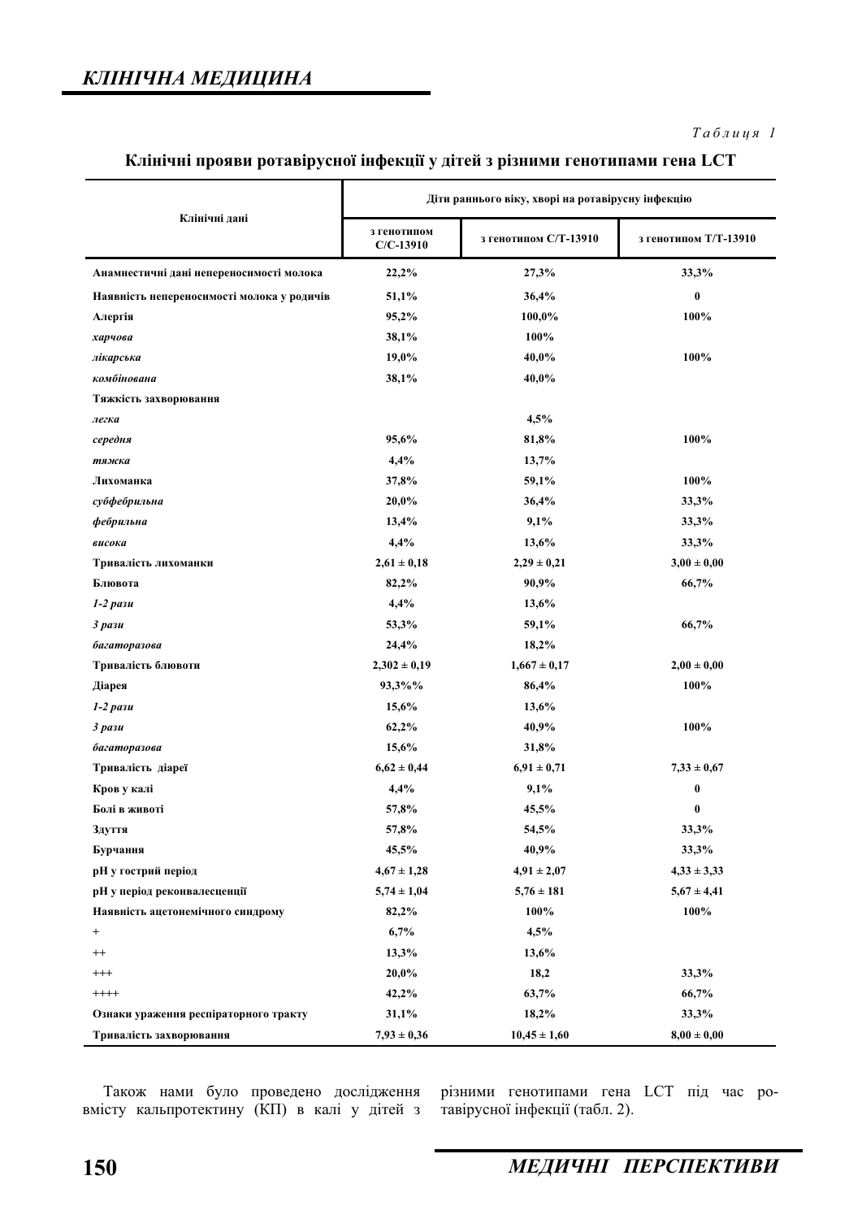*Таблиця 1*

**Клінічні прояви ротавірусної інфекції у дітей з різними генотипами гена LCT**

| Клінічні дані | Діти раннього віку, хворі на ротавірусну інфекцію | | |
|---|---|---|---|
| | з генотипом C/C-13910 | з генотипом C/T-13910 | з генотипом T/T-13910 |
| **Анамнестичні дані непереносимості молока** | **22,2%** | **27,3%** | **33,3%** |
| **Наявність непереносимості молока у родичів** | **51,1%** | **36,4%** | **0** |
| **Алергія** | **95,2%** | **100,0%** | **100%** |
| ***харчова*** | **38,1%** | **100%** | |
| ***лікарська*** | **19,0%** | **40,0%** | **100%** |
| ***комбінована*** | **38,1%** | **40,0%** | |
| **Тяжкість захворювання** | | | |
| ***легка*** | | **4,5%** | |
| ***середня*** | **95,6%** | **81,8%** | **100%** |
| ***тяжка*** | **4,4%** | **13,7%** | |
| **Лихоманка** | **37,8%** | **59,1%** | **100%** |
| ***субфебрильна*** | **20,0%** | **36,4%** | **33,3%** |
| ***фебрильна*** | **13,4%** | **9,1%** | **33,3%** |
| ***висока*** | **4,4%** | **13,6%** | **33,3%** |
| **Тривалість лихоманки** | **2,61 ± 0,18** | **2,29 ± 0,21** | **3,00 ± 0,00** |
| **Блювота** | **82,2%** | **90,9%** | **66,7%** |
| ***1-2 рази*** | **4,4%** | **13,6%** | |
| ***3 рази*** | **53,3%** | **59,1%** | **66,7%** |
| ***багаторазова*** | **24,4%** | **18,2%** | |
| **Тривалість блювоти** | **2,302 ± 0,19** | **1,667 ± 0,17** | **2,00 ± 0,00** |
| **Діарея** | **93,3%%** | **86,4%** | **100%** |
| ***1-2 рази*** | **15,6%** | **13,6%** | |
| ***3 рази*** | **62,2%** | **40,9%** | **100%** |
| ***багаторазова*** | **15,6%** | **31,8%** | |
| **Тривалість діареї** | **6,62 ± 0,44** | **6,91 ± 0,71** | **7,33 ± 0,67** |
| **Кров у калі** | **4,4%** | **9,1%** | **0** |
| **Болі в животі** | **57,8%** | **45,5%** | **0** |
| **Здуття** | **57,8%** | **54,5%** | **33,3%** |
| **Бурчання** | **45,5%** | **40,9%** | **33,3%** |
| **pH у гострий період** | **4,67 ± 1,28** | **4,91 ± 2,07** | **4,33 ± 3,33** |
| **pH у період реконвалесценції** | **5,74 ± 1,04** | **5,76 ± 181** | **5,67 ± 4,41** |
| **Наявність ацетонемічного синдрому** | **82,2%** | **100%** | **100%** |
| + | **6,7%** | **4,5%** | |
| ++ | **13,3%** | **13,6%** | |
| +++ | **20,0%** | **18,2** | **33,3%** |
| ++++ | **42,2%** | **63,7%** | **66,7%** |
| **Ознаки ураження респіраторного тракту** | **31,1%** | **18,2%** | **33,3%** |
| **Тривалість захворювання** | **7,93 ± 0,36** | **10,45 ± 1,60** | **8,00 ± 0,00** |

Також нами було проведено дослідження вмісту кальпротектину (КП) в калі у дітей з різними генотипами гена LCT під час ротавірусної інфекції (табл. 2).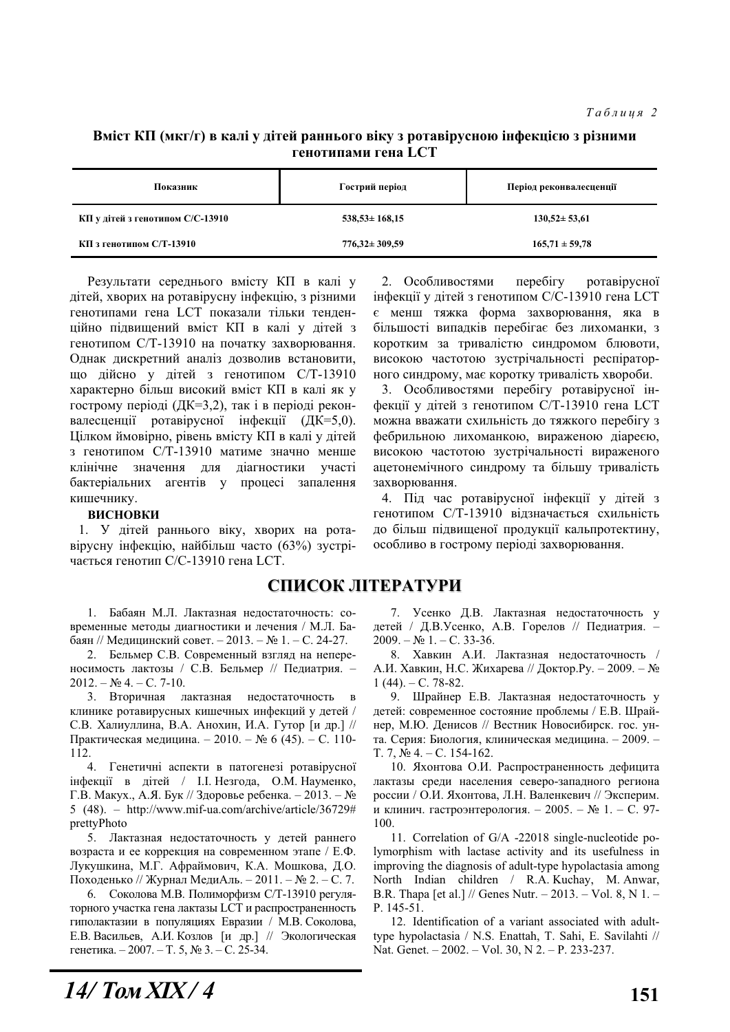*Таблиця 2*

**Вміст КП (мкг/г) в калі у дітей раннього віку з ротавірусною інфекцією з різними генотипами гена LCT**

| Показник | Гострий період | Період реконвалесценції |
|---|---|---|
| КП у дітей з генотипом С/С-13910 | 538,53± 168,15 | 130,52± 53,61 |
| КП з генотипом С/Т-13910 | 776,32± 309,59 | 165,71 ± 59,78 |

Результати середнього вмісту КП в калі у дітей, хворих на ротавірусну інфекцію, з різними генотипами гена LCT показали тільки тенденційно підвищений вміст КП в калі у дітей з генотипом С/Т-13910 на початку захворювання. Однак дискретний аналіз дозволив встановити, що дійсно у дітей з генотипом С/Т-13910 характерно більш високий вміст КП в калі як у гострому періоді (ДК=3,2), так і в періоді реконвалесценції ротавірусної інфекції (ДК=5,0). Цілком ймовірно, рівень вмісту КП в калі у дітей з генотипом С/Т-13910 матиме значно менше клінічне значення для діагностики участі бактеріальних агентів у процесі запалення кишечнику.

**ВИСНОВКИ**

1. У дітей раннього віку, хворих на ротавірусну інфекцію, найбільш часто (63%) зустрічається генотип С/С-13910 гена LCT.

2. Особливостями перебігу ротавірусної інфекції у дітей з генотипом С/С-13910 гена LCT є менш тяжка форма захворювання, яка в більшості випадків перебігає без лихоманки, з коротким за тривалістю синдромом блювоти, високою частотою зустрічальності респіраторного синдрому, має коротку тривалість хвороби.

3. Особливостями перебігу ротавірусної інфекції у дітей з генотипом С/Т-13910 гена LCT можна вважати схильність до тяжкого перебігу з фебрильною лихоманкою, вираженою діареєю, високою частотою зустрічальності вираженого ацетонемічного синдрому та більшу тривалість захворювання.

4. Під час ротавірусної інфекції у дітей з генотипом С/Т-13910 відзначається схильність до більш підвищеної продукції кальпротектину, особливо в гострому періоді захворювання.

## СПИСОК ЛІТЕРАТУРИ

1. Бабаян М.Л. Лактазная недостаточность: современные методы диагностики и лечения / М.Л. Бабаян // Медицинский совет. – 2013. – № 1. – С. 24-27.
2. Бельмер С.В. Современный взгляд на непереносимость лактозы / С.В. Бельмер // Педиатрия. – 2012. – № 4. – С. 7-10.
3. Вторичная лактазная недостаточность в клинике ротавирусных кишечных инфекций у детей / С.В. Халиуллина, В.А. Анохин, И.А. Гутор [и др.] // Практическая медицина. – 2010. – № 6 (45). – С. 110-112.
4. Генетичні аспекти в патогенезі ротавірусної інфекції в дітей / І.І. Незгода, О.М. Науменко, Г.В. Макух., А.Я. Бук // Здоровье ребенка. – 2013. – № 5 (48). – http://www.mif-ua.com/archive/article/36729#prettyPhoto
5. Лактазная недостаточность у детей раннего возраста и ее коррекция на современном этапе / Е.Ф. Лукушкина, М.Г. Афраймович, К.А. Мошкова, Д.О. Походенько // Журнал МедиАль. – 2011. – № 2. – С. 7.
6. Соколова М.В. Полиморфизм С/T-13910 регуляторного участка гена лактазы LCT и распространенность гиполактазии в популяциях Евразии / М.В. Соколова, Е.В. Васильев, А.И. Козлов [и др.] // Экологическая генетика. – 2007. – Т. 5, № 3. – С. 25-34.
7. Усенко Д.В. Лактазная недостаточность у детей / Д.В.Усенко, А.В. Горелов // Педиатрия. – 2009. – № 1. – С. 33-36.
8. Хавкин А.И. Лактазная недостаточность / А.И. Хавкин, Н.С. Жихарева // Доктор.Ру. – 2009. – № 1 (44). – С. 78-82.
9. Шрайнер Е.В. Лактазная недостаточность у детей: современное состояние проблемы / Е.В. Шрайнер, М.Ю. Денисов // Вестник Новосибирск. гос. ун-та. Серия: Биология, клиническая медицина. – 2009. – Т. 7, № 4. – С. 154-162.
10. Яхонтова О.И. Распространенность дефицита лактазы среди населения северо-западного региона россии / О.И. Яхонтова, Л.Н. Валенкевич // Эксперим. и клинич. гастроэнтерология. – 2005. – № 1. – С. 97-100.
11. Correlation of G/A -22018 single-nucleotide polymorphism with lactase activity and its usefulness in improving the diagnosis of adult-type hypolactasia among North Indian children / R.A. Kuchay, M. Anwar, B.R. Thapa [et al.] // Genes Nutr. – 2013. – Vol. 8, N 1. – P. 145-51.
12. Identification of a variant associated with adult-type hypolactasia / N.S. Enattah, T. Sahi, E. Savilahti // Nat. Genet. – 2002. – Vol. 30, N 2. – P. 233-237.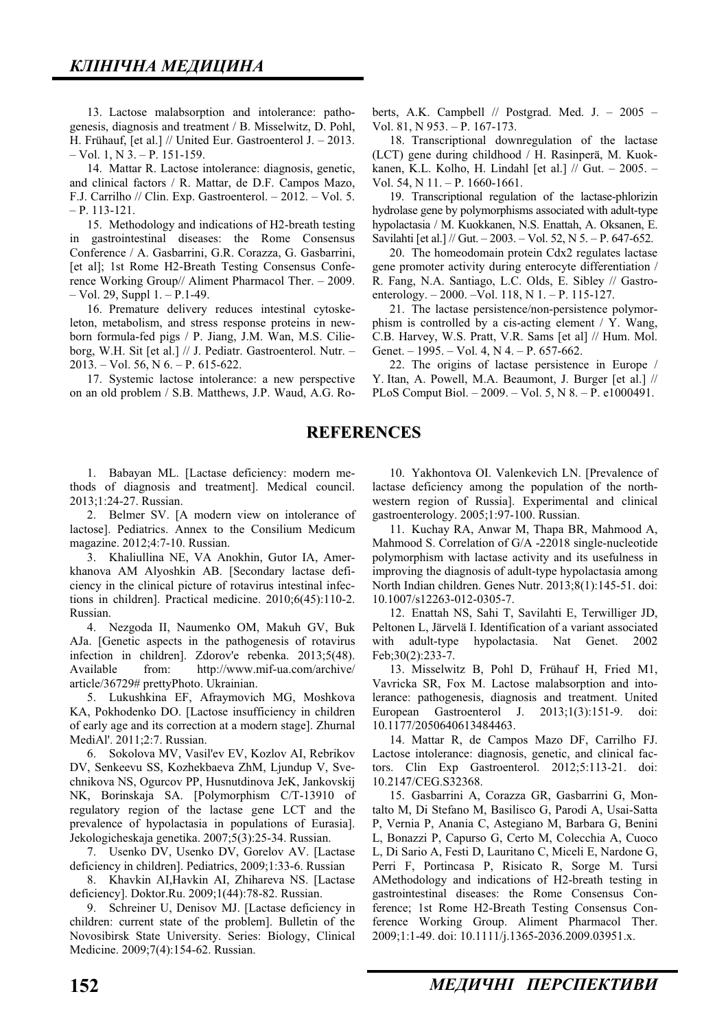13. Lactose malabsorption and intolerance: pathogenesis, diagnosis and treatment / B. Misselwitz, D. Pohl, H. Frühauf, [et al.] // United Eur. Gastroenterol J. – 2013. – Vol. 1, N 3. – P. 151-159.

14. Mattar R. Lactose intolerance: diagnosis, genetic, and clinical factors / R. Mattar, de D.F. Campos Mazo, F.J. Carrilho // Clin. Exp. Gastroenterol. – 2012. – Vol. 5. – P. 113-121.

15. Methodology and indications of H2-breath testing in gastrointestinal diseases: the Rome Consensus Conference / A. Gasbarrini, G.R. Corazza, G. Gasbarrini, [et al]; 1st Rome H2-Breath Testing Consensus Conference Working Group// Aliment Pharmacol Ther. – 2009. – Vol. 29, Suppl 1. – P.1-49.

16. Premature delivery reduces intestinal cytoskeleton, metabolism, and stress response proteins in newborn formula-fed pigs / P. Jiang, J.M. Wan, M.S. Cilieborg, W.H. Sit [et al.] // J. Pediatr. Gastroenterol. Nutr. – 2013. – Vol. 56, N 6. – P. 615-622.

17. Systemic lactose intolerance: a new perspective on an old problem / S.B. Matthews, J.P. Waud, A.G. Roberts, A.K. Campbell // Postgrad. Med. J. – 2005 – Vol. 81, N 953. – P. 167-173.

18. Transcriptional downregulation of the lactase (LCT) gene during childhood / H. Rasinperä, M. Kuokkanen, K.L. Kolho, H. Lindahl [et al.] // Gut. – 2005. – Vol. 54, N 11. – P. 1660-1661.

19. Transcriptional regulation of the lactase-phlorizin hydrolase gene by polymorphisms associated with adult-type hypolactasia / M. Kuokkanen, N.S. Enattah, A. Oksanen, E. Savilahti [et al.] // Gut. – 2003. – Vol. 52, N 5. – P. 647-652.

20. The homeodomain protein Cdx2 regulates lactase gene promoter activity during enterocyte differentiation / R. Fang, N.A. Santiago, L.C. Olds, E. Sibley // Gastroenterology. – 2000. –Vol. 118, N 1. – P. 115-127.

21. The lactase persistence/non-persistence polymorphism is controlled by a cis-acting element / Y. Wang, C.B. Harvey, W.S. Pratt, V.R. Sams [et al] // Hum. Mol. Genet. – 1995. – Vol. 4, N 4. – P. 657-662.

22. The origins of lactase persistence in Europe / Y. Itan, A. Powell, M.A. Beaumont, J. Burger [et al.] // PLoS Comput Biol. – 2009. – Vol. 5, N 8. – P. e1000491.

## REFERENCES

1. Babayan ML. [Lactase deficiency: modern methods of diagnosis and treatment]. Medical council. 2013;1:24-27. Russian.

2. Belmer SV. [A modern view on intolerance of lactose]. Pediatrics. Annex to the Consilium Medicum magazine. 2012;4:7-10. Russian.

3. Khaliullina NE, VA Anokhin, Gutor IA, Amerkhanova AM Alyoshkin AB. [Secondary lactase deficiency in the clinical picture of rotavirus intestinal infections in children]. Practical medicine. 2010;6(45):110-2. Russian.

4. Nezgoda II, Naumenko OM, Makuh GV, Buk AJa. [Genetic aspects in the pathogenesis of rotavirus infection in children]. Zdorov'e rebenka. 2013;5(48). Available from: http://www.mif-ua.com/archive/article/36729# prettyPhoto. Ukrainian.

5. Lukushkina EF, Afraymovich MG, Moshkova KA, Pokhodenko DO. [Lactose insufficiency in children of early age and its correction at a modern stage]. Zhurnal MediAl'. 2011;2:7. Russian.

6. Sokolova MV, Vasil'ev EV, Kozlov AI, Rebrikov DV, Senkeevu SS, Kozhekbaeva ZhM, Ljundup V, Svechnikova NS, Ogurcov PP, Husnutdinova JeK, Jankovskij NK, Borinskaja SA. [Polymorphism C/T-13910 of regulatory region of the lactase gene LCT and the prevalence of hypolactasia in populations of Eurasia]. Jekologicheskaja genetika. 2007;5(3):25-34. Russian.

7. Usenko DV, Usenko DV, Gorelov AV. [Lactase deficiency in children]. Pediatrics, 2009;1:33-6. Russian

8. Khavkin AI,Havkin AI, Zhihareva NS. [Lactase deficiency]. Doktor.Ru. 2009;1(44):78-82. Russian.

9. Schreiner U, Denisov MJ. [Lactase deficiency in children: current state of the problem]. Bulletin of the Novosibirsk State University. Series: Biology, Clinical Medicine. 2009;7(4):154-62. Russian.

10. Yakhontova OI. Valenkevich LN. [Prevalence of lactase deficiency among the population of the northwestern region of Russia]. Experimental and clinical gastroenterology. 2005;1:97-100. Russian.

11. Kuchay RA, Anwar M, Thapa BR, Mahmood A, Mahmood S. Correlation of G/A -22018 single-nucleotide polymorphism with lactase activity and its usefulness in improving the diagnosis of adult-type hypolactasia among North Indian children. Genes Nutr. 2013;8(1):145-51. doi: 10.1007/s12263-012-0305-7.

12. Enattah NS, Sahi T, Savilahti E, Terwilliger JD, Peltonen L, Järvelä I. Identification of a variant associated with adult-type hypolactasia. Nat Genet. 2002 Feb;30(2):233-7.

13. Misselwitz B, Pohl D, Frühauf H, Fried M1, Vavricka SR, Fox M. Lactose malabsorption and intolerance: pathogenesis, diagnosis and treatment. United European Gastroenterol J. 2013;1(3):151-9. doi: 10.1177/2050640613484463.

14. Mattar R, de Campos Mazo DF, Carrilho FJ. Lactose intolerance: diagnosis, genetic, and clinical factors. Clin Exp Gastroenterol. 2012;5:113-21. doi: 10.2147/CEG.S32368.

15. Gasbarrini A, Corazza GR, Gasbarrini G, Montalto M, Di Stefano M, Basilisco G, Parodi A, Usai-Satta P, Vernia P, Anania C, Astegiano M, Barbara G, Benini L, Bonazzi P, Capurso G, Certo M, Colecchia A, Cuoco L, Di Sario A, Festi D, Lauritano C, Miceli E, Nardone G, Perri F, Portincasa P, Risicato R, Sorge M. Tursi AMethodology and indications of H2-breath testing in gastrointestinal diseases: the Rome Consensus Conference; 1st Rome H2-Breath Testing Consensus Conference Working Group. Aliment Pharmacol Ther. 2009;1:1-49. doi: 10.1111/j.1365-2036.2009.03951.x.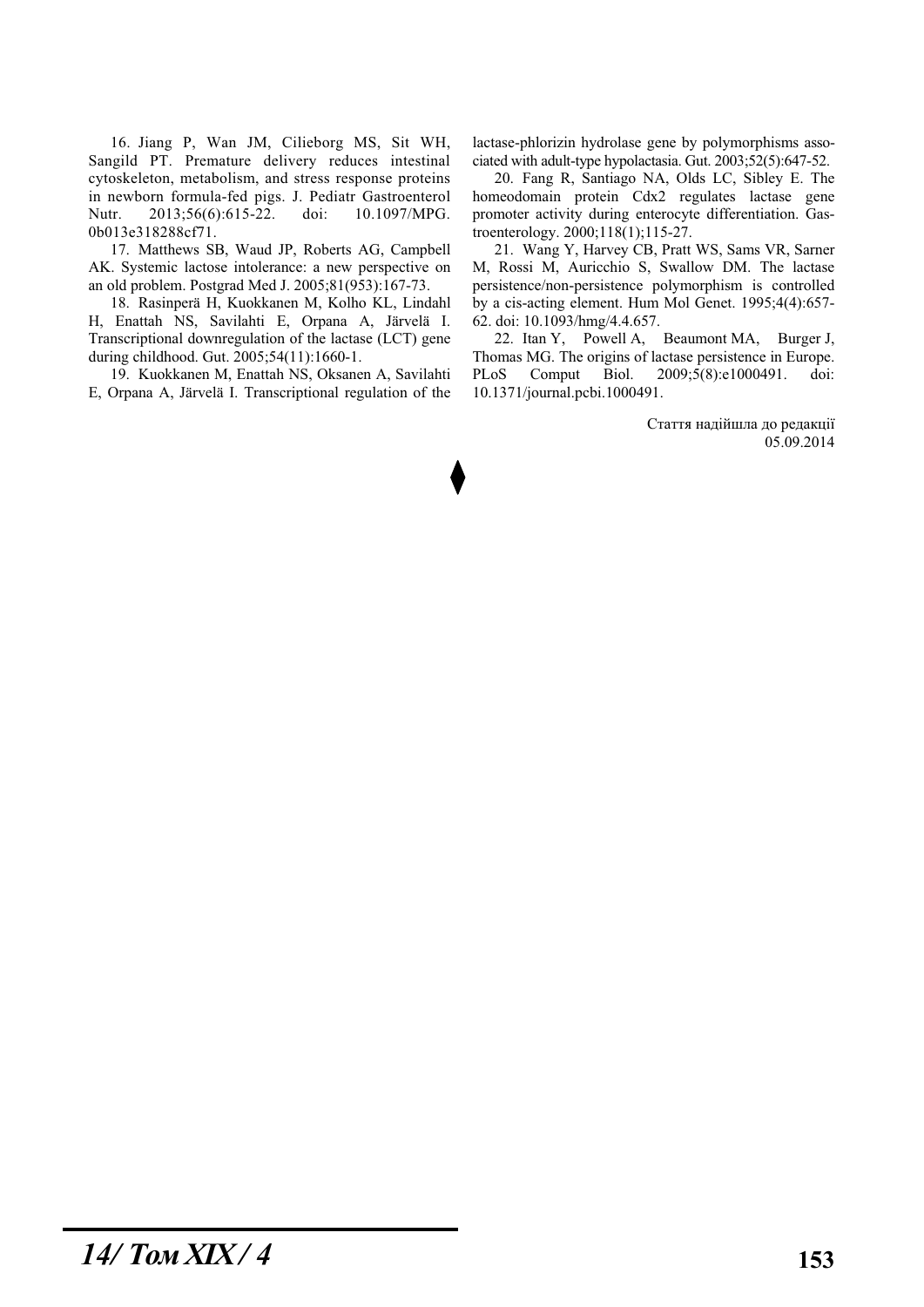16. Jiang P, Wan JM, Cilieborg MS, Sit WH, Sangild PT. Premature delivery reduces intestinal cytoskeleton, metabolism, and stress response proteins in newborn formula-fed pigs. J. Pediatr Gastroenterol Nutr. 2013;56(6):615-22. doi: 10.1097/MPG.0b013e318288cf71.

17. Matthews SB, Waud JP, Roberts AG, Campbell AK. Systemic lactose intolerance: a new perspective on an old problem. Postgrad Med J. 2005;81(953):167-73.

18. Rasinperä H, Kuokkanen M, Kolho KL, Lindahl H, Enattah NS, Savilahti E, Orpana A, Järvelä I. Transcriptional downregulation of the lactase (LCT) gene during childhood. Gut. 2005;54(11):1660-1.

19. Kuokkanen M, Enattah NS, Oksanen A, Savilahti E, Orpana A, Järvelä I. Transcriptional regulation of the lactase-phlorizin hydrolase gene by polymorphisms associated with adult-type hypolactasia. Gut. 2003;52(5):647-52.

20. Fang R, Santiago NA, Olds LC, Sibley E. The homeodomain protein Cdx2 regulates lactase gene promoter activity during enterocyte differentiation. Gastroenterology. 2000;118(1);115-27.

21. Wang Y, Harvey CB, Pratt WS, Sams VR, Sarner M, Rossi M, Auricchio S, Swallow DM. The lactase persistence/non-persistence polymorphism is controlled by a cis-acting element. Hum Mol Genet. 1995;4(4):657-62. doi: 10.1093/hmg/4.4.657.

22. Itan Y, Powell A, Beaumont MA, Burger J, Thomas MG. The origins of lactase persistence in Europe. PLoS Comput Biol. 2009;5(8):e1000491. doi: 10.1371/journal.pcbi.1000491.

Стаття надійшла до редакції 05.09.2014